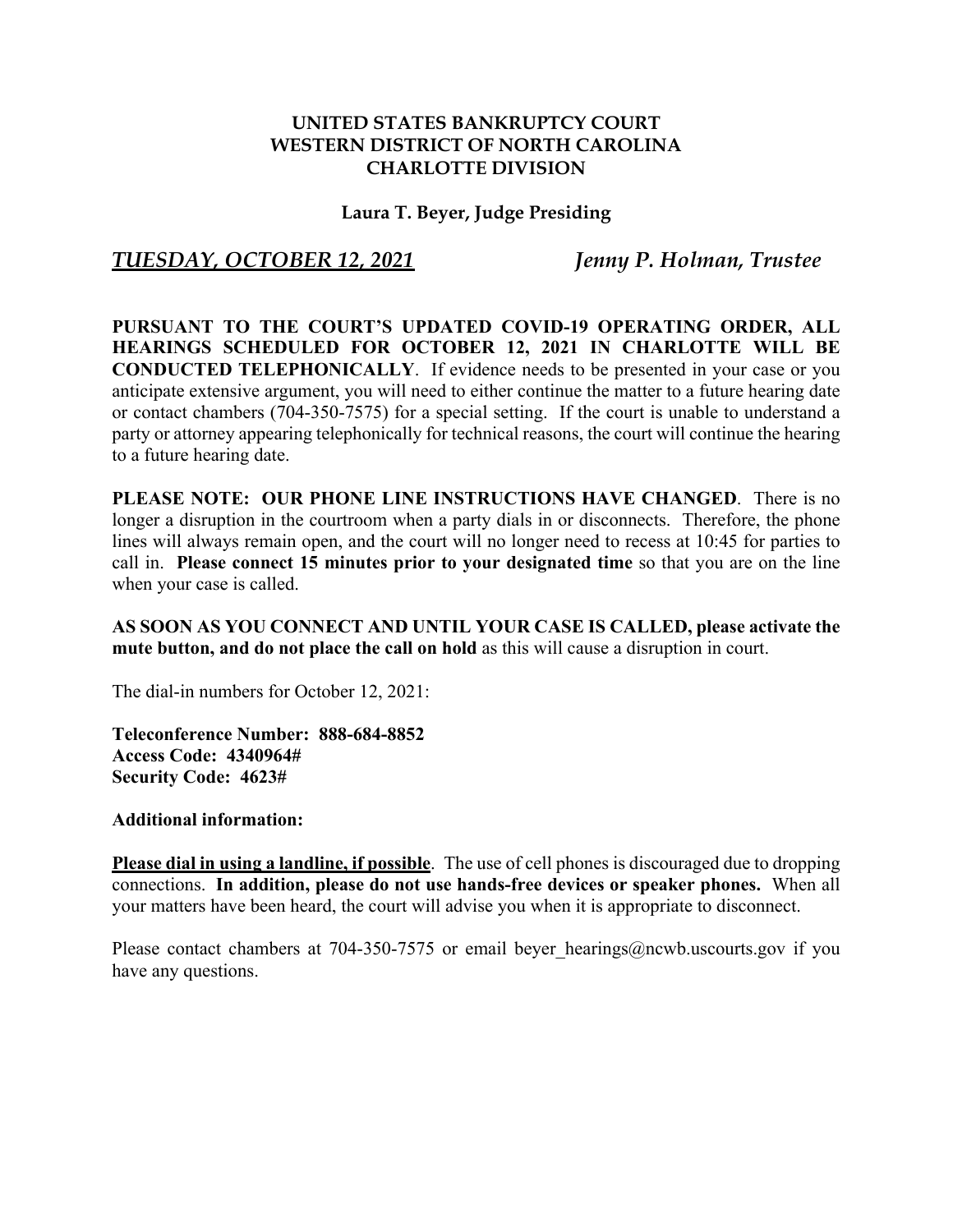**UNITED STATES BANKRUPTCY COURT**
**WESTERN DISTRICT OF NORTH CAROLINA**
**CHARLOTTE DIVISION**

**Laura T. Beyer, Judge Presiding**

***TUESDAY, OCTOBER 12, 2021*** ***Jenny P. Holman, Trustee***

**PURSUANT TO THE COURT'S UPDATED COVID-19 OPERATING ORDER, ALL HEARINGS SCHEDULED FOR OCTOBER 12, 2021 IN CHARLOTTE WILL BE CONDUCTED TELEPHONICALLY**. If evidence needs to be presented in your case or you anticipate extensive argument, you will need to either continue the matter to a future hearing date or contact chambers (704-350-7575) for a special setting. If the court is unable to understand a party or attorney appearing telephonically for technical reasons, the court will continue the hearing to a future hearing date.

**PLEASE NOTE: OUR PHONE LINE INSTRUCTIONS HAVE CHANGED**. There is no longer a disruption in the courtroom when a party dials in or disconnects. Therefore, the phone lines will always remain open, and the court will no longer need to recess at 10:45 for parties to call in. **Please connect 15 minutes prior to your designated time** so that you are on the line when your case is called.

**AS SOON AS YOU CONNECT AND UNTIL YOUR CASE IS CALLED, please activate the mute button, and do not place the call on hold** as this will cause a disruption in court.

The dial-in numbers for October 12, 2021:

**Teleconference Number: 888-684-8852**
**Access Code: 4340964#**
**Security Code: 4623#**

**Additional information:**

**Please dial in using a landline, if possible**. The use of cell phones is discouraged due to dropping connections. **In addition, please do not use hands-free devices or speaker phones.** When all your matters have been heard, the court will advise you when it is appropriate to disconnect.

Please contact chambers at 704-350-7575 or email beyer_hearings@ncwb.uscourts.gov if you have any questions.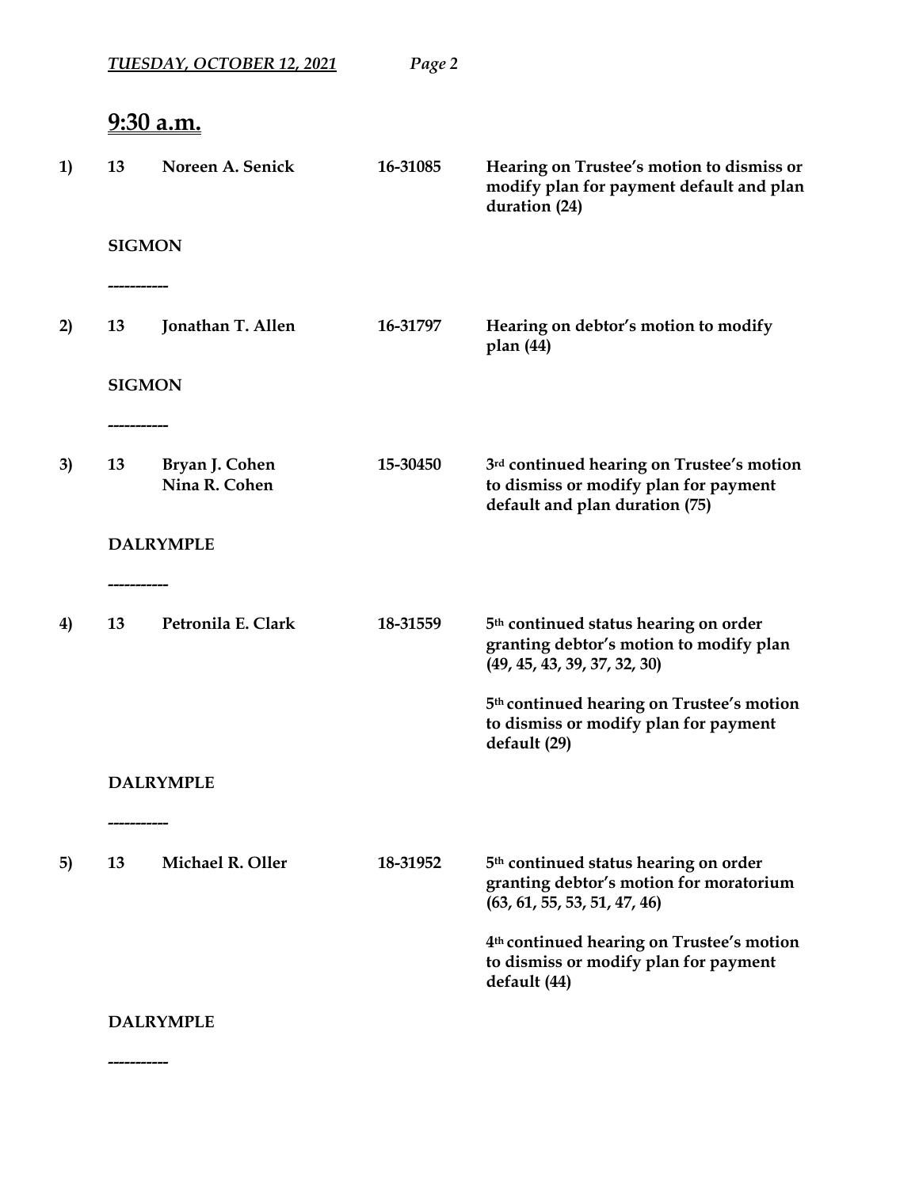## 9:30 a.m.

**1) 13 Noreen A. Senick 16-31085**

**Hearing on Trustee's motion to dismiss or modify plan for payment default and plan duration (24)**

**SIGMON**

-----------

**2) 13 Jonathan T. Allen 16-31797**

**Hearing on debtor's motion to modify plan (44)**

**SIGMON**

-----------

**3) 13 Bryan J. Cohen**
**Nina R. Cohen 15-30450**

**3rd continued hearing on Trustee's motion to dismiss or modify plan for payment default and plan duration (75)**

**DALRYMPLE**

-----------

**4) 13 Petronila E. Clark 18-31559**

**5th continued status hearing on order granting debtor's motion to modify plan (49, 45, 43, 39, 37, 32, 30)**

**5th continued hearing on Trustee's motion to dismiss or modify plan for payment default (29)**

**DALRYMPLE**

-----------

**5) 13 Michael R. Oller 18-31952**

**5th continued status hearing on order granting debtor's motion for moratorium (63, 61, 55, 53, 51, 47, 46)**

**4th continued hearing on Trustee's motion to dismiss or modify plan for payment default (44)**

**DALRYMPLE**

-----------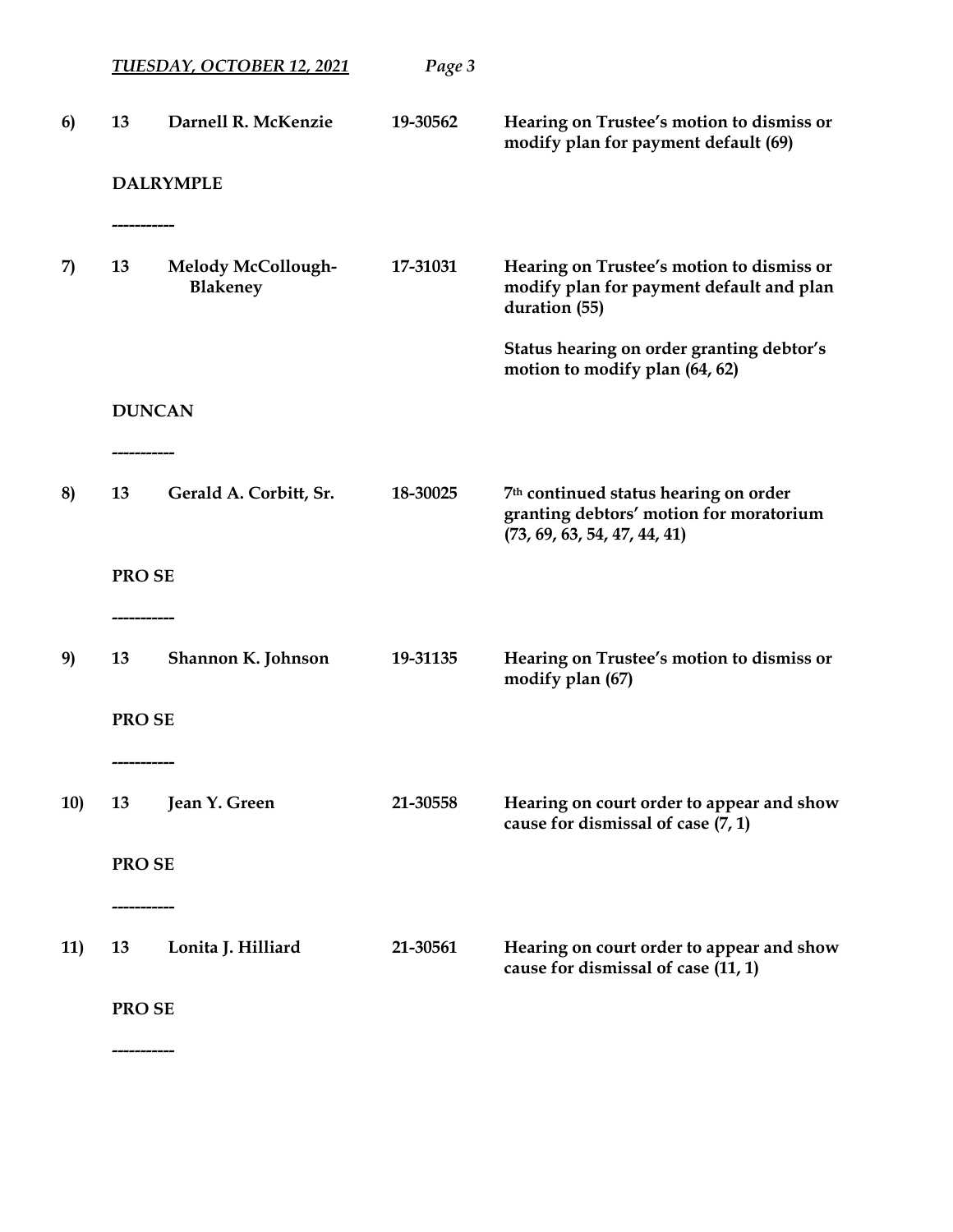| | | | | |
|---|---|---|---|---|
| **6)** | **13** | **Darnell R. McKenzie** | **19-30562** | **Hearing on Trustee's motion to dismiss or modify plan for payment default (69)** |
| | **DALRYMPLE** | | | |

-----------

| | | | | |
|---|---|---|---|---|
| **7)** | **13** | **Melody McCollough-Blakeney** | **17-31031** | **Hearing on Trustee's motion to dismiss or modify plan for payment default and plan duration (55)**<br><br>**Status hearing on order granting debtor's motion to modify plan (64, 62)** |
| | **DUNCAN** | | | |

-----------

| | | | | |
|---|---|---|---|---|
| **8)** | **13** | **Gerald A. Corbitt, Sr.** | **18-30025** | **7th continued status hearing on order granting debtors' motion for moratorium (73, 69, 63, 54, 47, 44, 41)** |
| | **PRO SE** | | | |

-----------

| | | | | |
|---|---|---|---|---|
| **9)** | **13** | **Shannon K. Johnson** | **19-31135** | **Hearing on Trustee's motion to dismiss or modify plan (67)** |
| | **PRO SE** | | | |

-----------

| | | | | |
|---|---|---|---|---|
| **10)** | **13** | **Jean Y. Green** | **21-30558** | **Hearing on court order to appear and show cause for dismissal of case (7, 1)** |
| | **PRO SE** | | | |

-----------

| | | | | |
|---|---|---|---|---|
| **11)** | **13** | **Lonita J. Hilliard** | **21-30561** | **Hearing on court order to appear and show cause for dismissal of case (11, 1)** |
| | **PRO SE** | | | |

-----------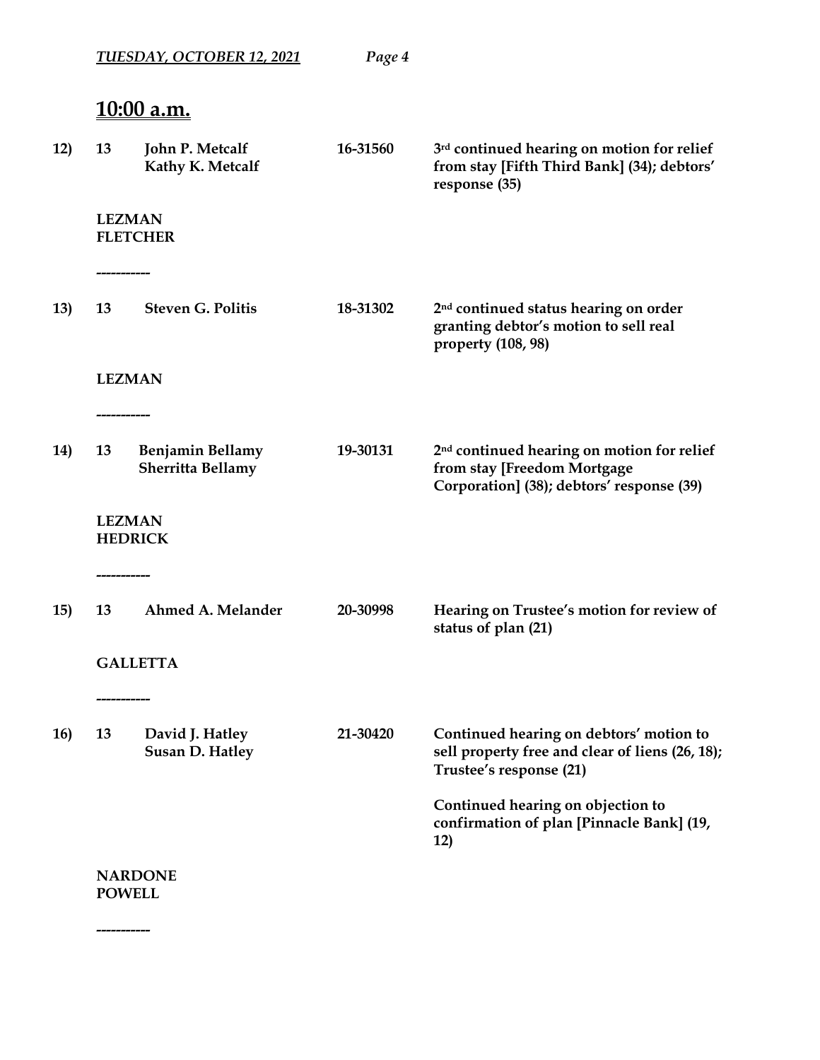*TUESDAY, OCTOBER 12, 2021*

## 10:00 a.m.

| | | | | |
|---|---|---|---|---|
| **12)** | **13** | **John P. Metcalf**<br>**Kathy K. Metcalf** | **16-31560** | **3rd continued hearing on motion for relief from stay [Fifth Third Bank] (34); debtors' response (35)** |

**LEZMAN**
**FLETCHER**

-----------

| | | | | |
|---|---|---|---|---|
| **13)** | **13** | **Steven G. Politis** | **18-31302** | **2nd continued status hearing on order granting debtor's motion to sell real property (108, 98)** |

**LEZMAN**

-----------

| | | | | |
|---|---|---|---|---|
| **14)** | **13** | **Benjamin Bellamy**<br>**Sherritta Bellamy** | **19-30131** | **2nd continued hearing on motion for relief from stay [Freedom Mortgage Corporation] (38); debtors' response (39)** |

**LEZMAN**
**HEDRICK**

-----------

| | | | | |
|---|---|---|---|---|
| **15)** | **13** | **Ahmed A. Melander** | **20-30998** | **Hearing on Trustee's motion for review of status of plan (21)** |

**GALLETTA**

-----------

| | | | | |
|---|---|---|---|---|
| **16)** | **13** | **David J. Hatley**<br>**Susan D. Hatley** | **21-30420** | **Continued hearing on debtors' motion to sell property free and clear of liens (26, 18); Trustee's response (21)**<br><br>**Continued hearing on objection to confirmation of plan [Pinnacle Bank] (19, 12)** |

**NARDONE**
**POWELL**

-----------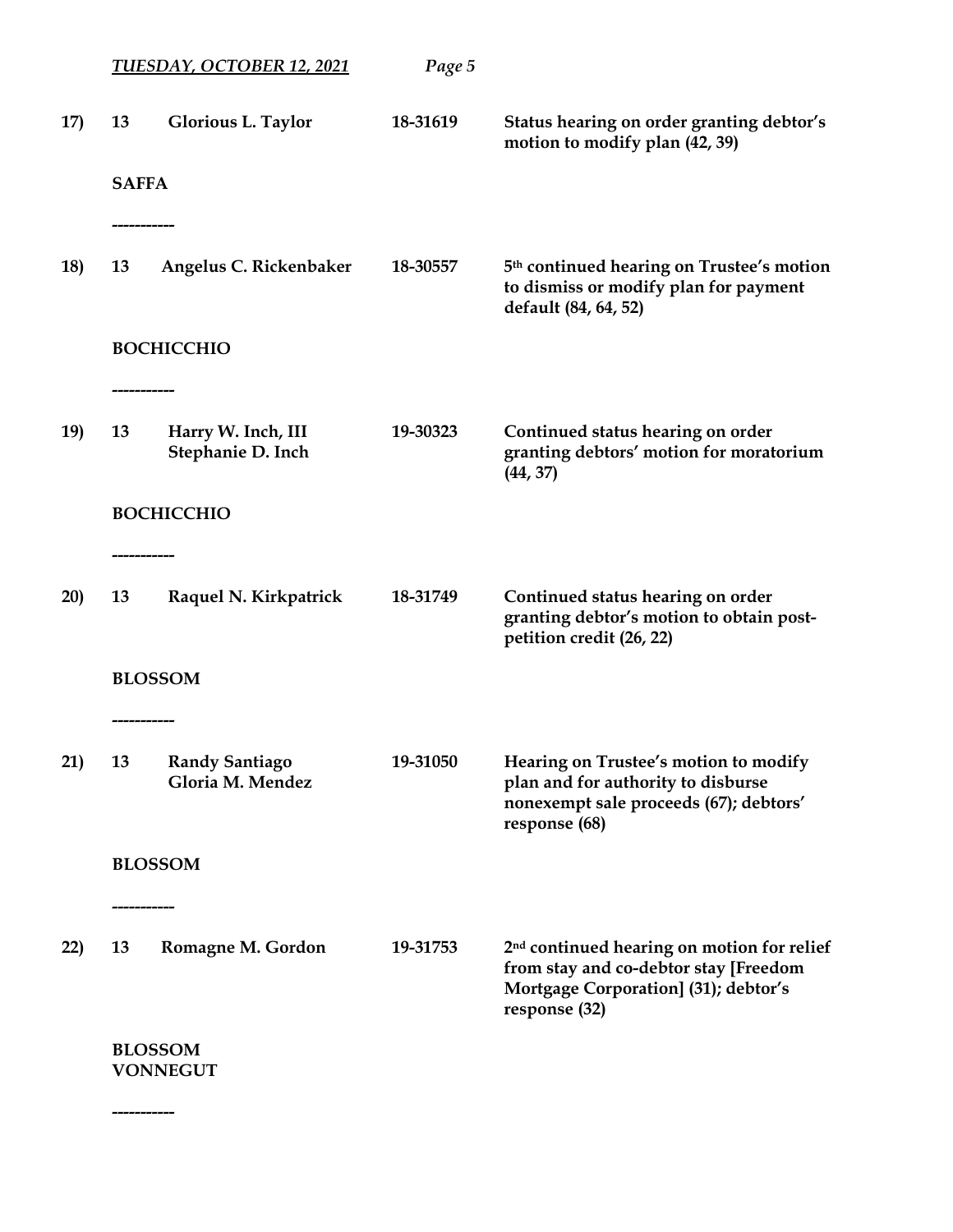17) **13** **Glorious L. Taylor** **18-31619** **Status hearing on order granting debtor's motion to modify plan (42, 39)**

**SAFFA**

-----------

18) **13** **Angelus C. Rickenbaker** **18-30557** **5th continued hearing on Trustee's motion to dismiss or modify plan for payment default (84, 64, 52)**

**BOCHICCHIO**

-----------

19) **13** **Harry W. Inch, III** **Stephanie D. Inch** **19-30323** **Continued status hearing on order granting debtors' motion for moratorium (44, 37)**

**BOCHICCHIO**

-----------

20) **13** **Raquel N. Kirkpatrick** **18-31749** **Continued status hearing on order granting debtor's motion to obtain post-petition credit (26, 22)**

**BLOSSOM**

-----------

21) **13** **Randy Santiago** **Gloria M. Mendez** **19-31050** **Hearing on Trustee's motion to modify plan and for authority to disburse nonexempt sale proceeds (67); debtors' response (68)**

**BLOSSOM**

-----------

22) **13** **Romagne M. Gordon** **19-31753** **2nd continued hearing on motion for relief from stay and co-debtor stay [Freedom Mortgage Corporation] (31); debtor's response (32)**

**BLOSSOM**
**VONNEGUT**

-----------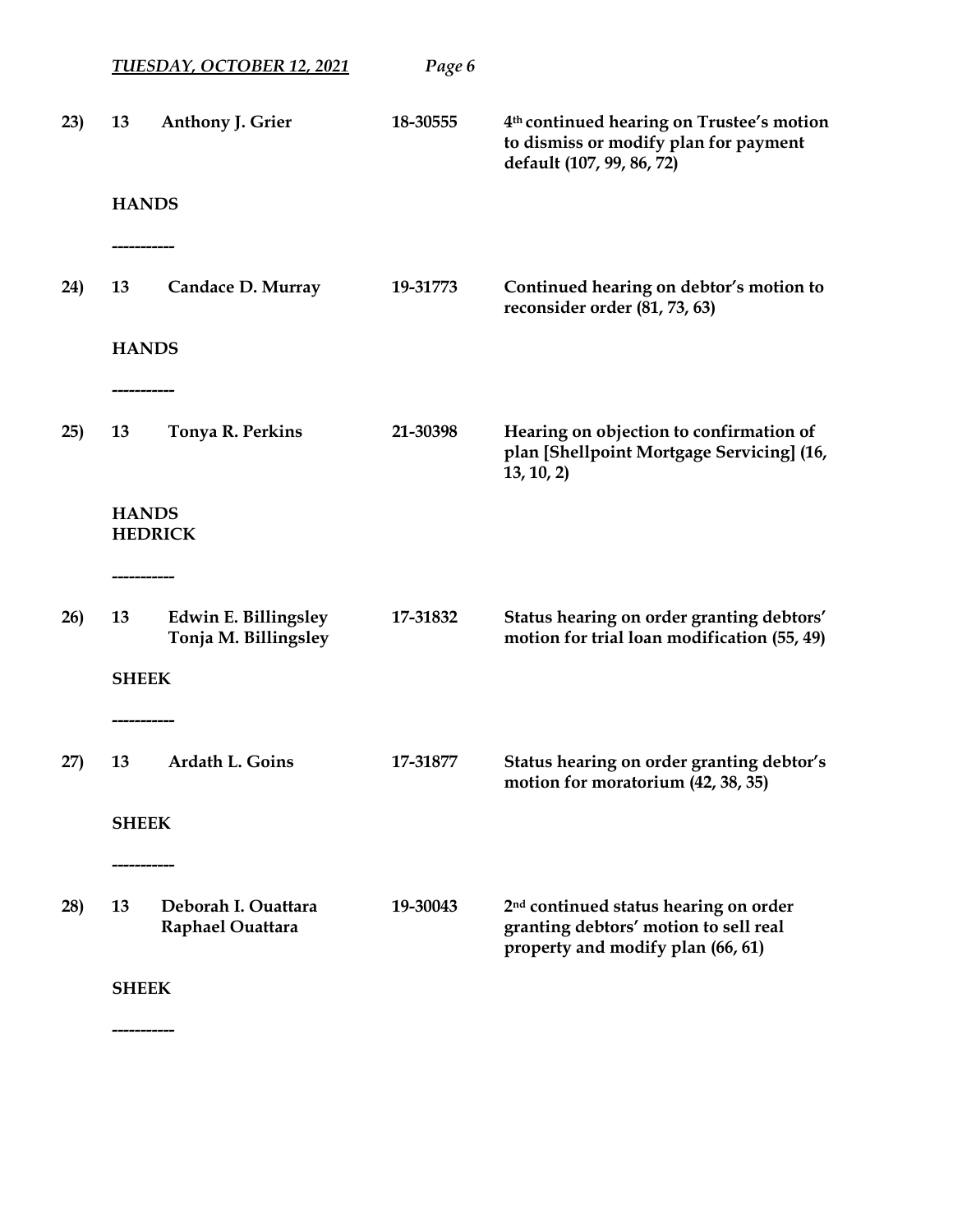***TUESDAY, OCTOBER 12, 2021***

**23)** **13** **Anthony J. Grier** **18-30555** **4th continued hearing on Trustee's motion to dismiss or modify plan for payment default (107, 99, 86, 72)**

**HANDS**

-----------

**24)** **13** **Candace D. Murray** **19-31773** **Continued hearing on debtor's motion to reconsider order (81, 73, 63)**

**HANDS**

-----------

**25)** **13** **Tonya R. Perkins** **21-30398** **Hearing on objection to confirmation of plan [Shellpoint Mortgage Servicing] (16, 13, 10, 2)**

**HANDS**
**HEDRICK**

-----------

**26)** **13** **Edwin E. Billingsley**
**Tonya M. Billingsley** **17-31832** **Status hearing on order granting debtors' motion for trial loan modification (55, 49)**

**SHEEK**

-----------

**27)** **13** **Ardath L. Goins** **17-31877** **Status hearing on order granting debtor's motion for moratorium (42, 38, 35)**

**SHEEK**

-----------

**28)** **13** **Deborah I. Ouattara**
**Raphael Ouattara** **19-30043** **2nd continued status hearing on order granting debtors' motion to sell real property and modify plan (66, 61)**

**SHEEK**

-----------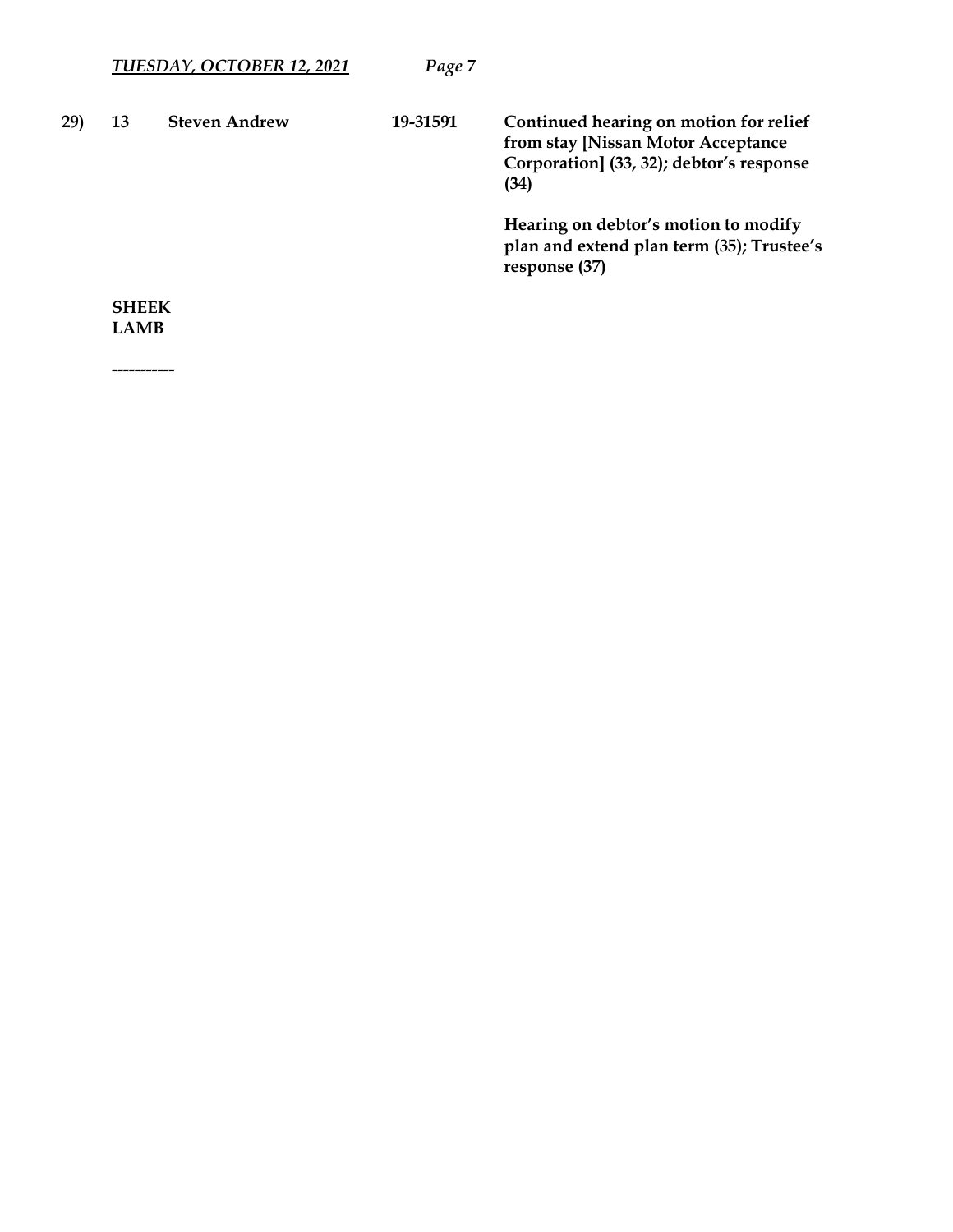**29) 13 Steven Andrew 19-31591**

**Continued hearing on motion for relief from stay [Nissan Motor Acceptance Corporation] (33, 32); debtor's response (34)**

**Hearing on debtor's motion to modify plan and extend plan term (35); Trustee's response (37)**

**SHEEK**
**LAMB**

**-----------**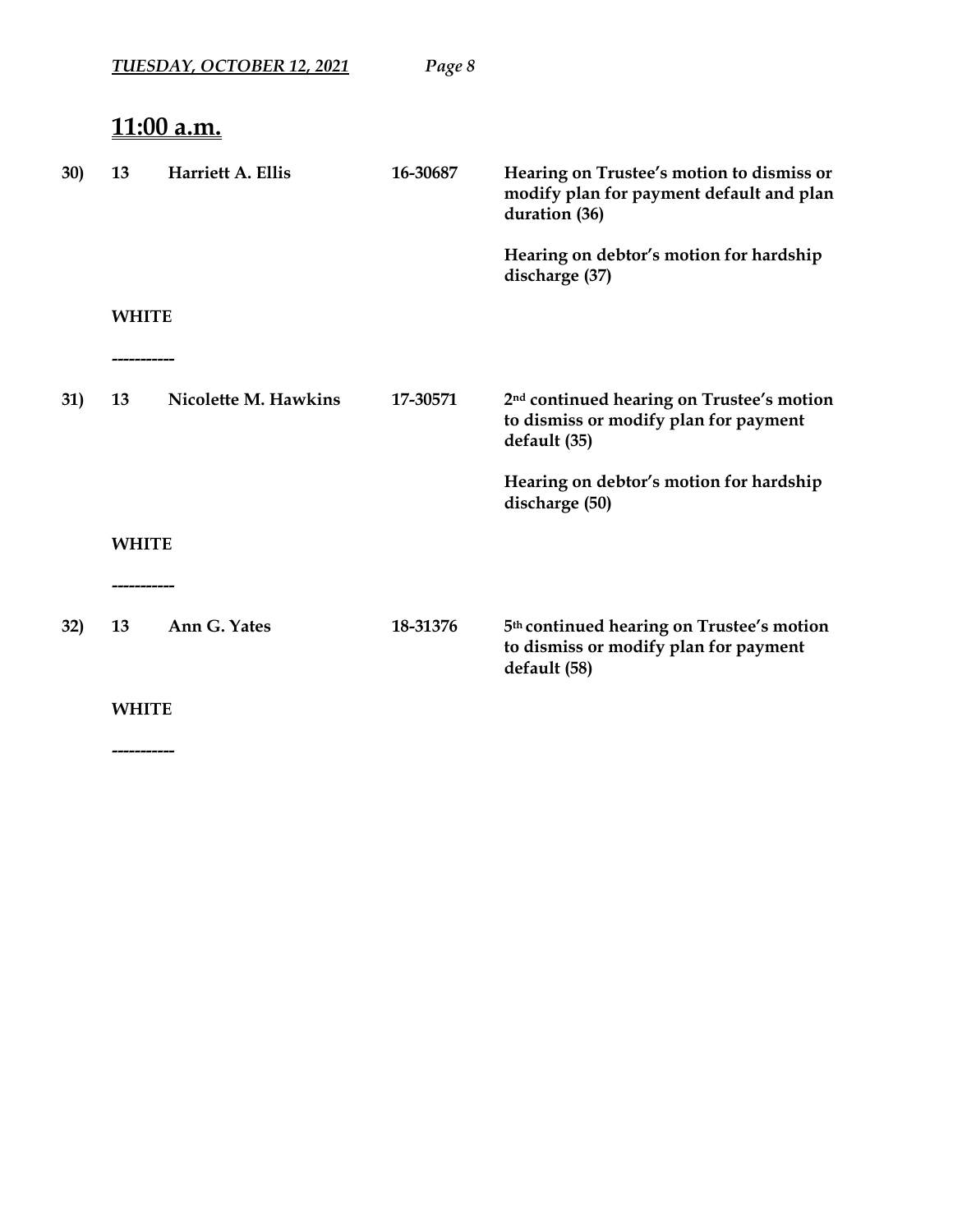## 11:00 a.m.

**30) 13 Harriett A. Ellis 16-30687**

**Hearing on Trustee's motion to dismiss or modify plan for payment default and plan duration (36)**

**Hearing on debtor's motion for hardship discharge (37)**

**WHITE**

-----------

**31) 13 Nicolette M. Hawkins 17-30571**

**2nd continued hearing on Trustee's motion to dismiss or modify plan for payment default (35)**

**Hearing on debtor's motion for hardship discharge (50)**

**WHITE**

-----------

**32) 13 Ann G. Yates 18-31376**

**5th continued hearing on Trustee's motion to dismiss or modify plan for payment default (58)**

**WHITE**

-----------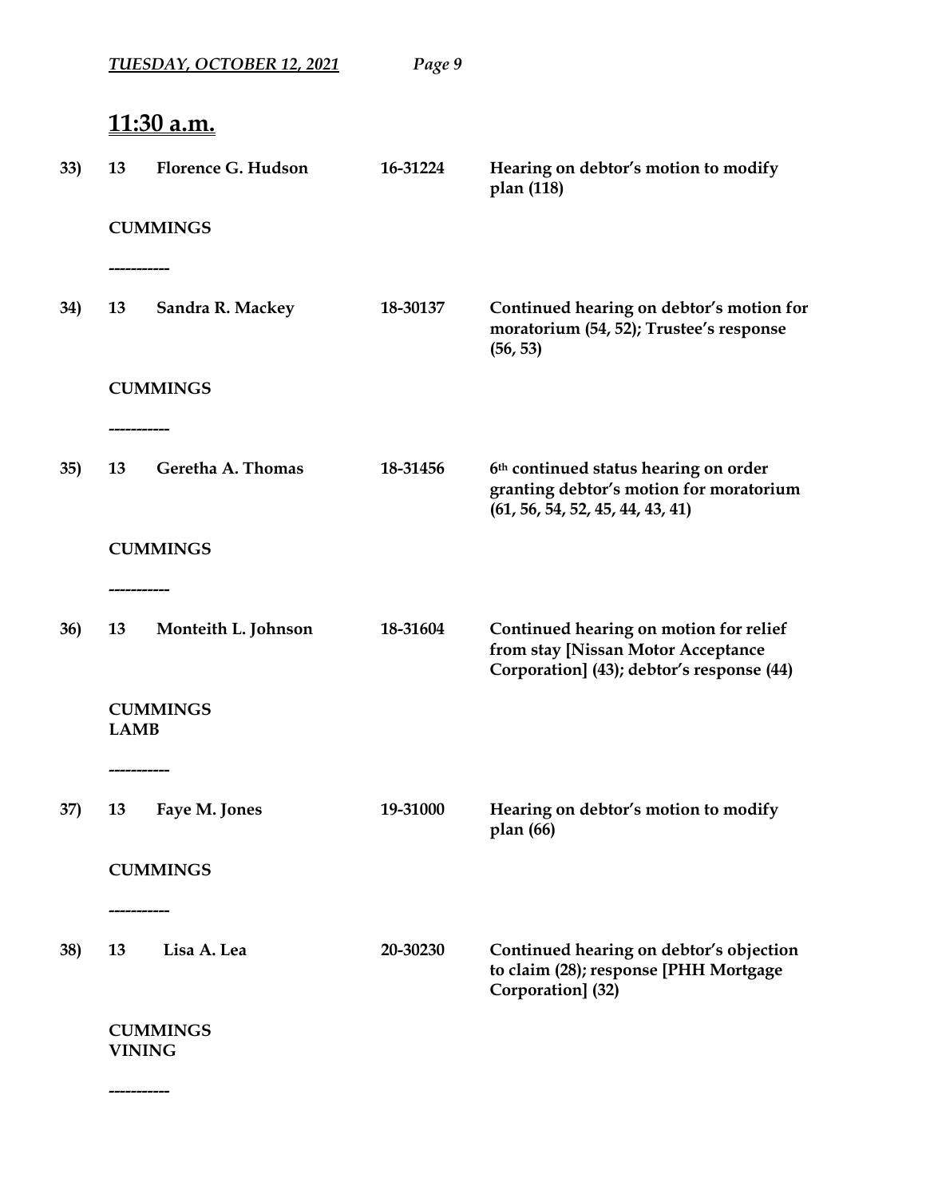## 11:30 a.m.

**33)** **13** **Florence G. Hudson** **16-31224** **Hearing on debtor's motion to modify plan (118)**

**CUMMINGS**

**-----------**

**34)** **13** **Sandra R. Mackey** **18-30137** **Continued hearing on debtor's motion for moratorium (54, 52); Trustee's response (56, 53)**

**CUMMINGS**

**-----------**

**35)** **13** **Geretha A. Thomas** **18-31456** **6th continued status hearing on order granting debtor's motion for moratorium (61, 56, 54, 52, 45, 44, 43, 41)**

**CUMMINGS**

**-----------**

**36)** **13** **Monteith L. Johnson** **18-31604** **Continued hearing on motion for relief from stay [Nissan Motor Acceptance Corporation] (43); debtor's response (44)**

**CUMMINGS**
**LAMB**

**-----------**

**37)** **13** **Faye M. Jones** **19-31000** **Hearing on debtor's motion to modify plan (66)**

**CUMMINGS**

**-----------**

**38)** **13** **Lisa A. Lea** **20-30230** **Continued hearing on debtor's objection to claim (28); response [PHH Mortgage Corporation] (32)**

**CUMMINGS**
**VINING**

**-----------**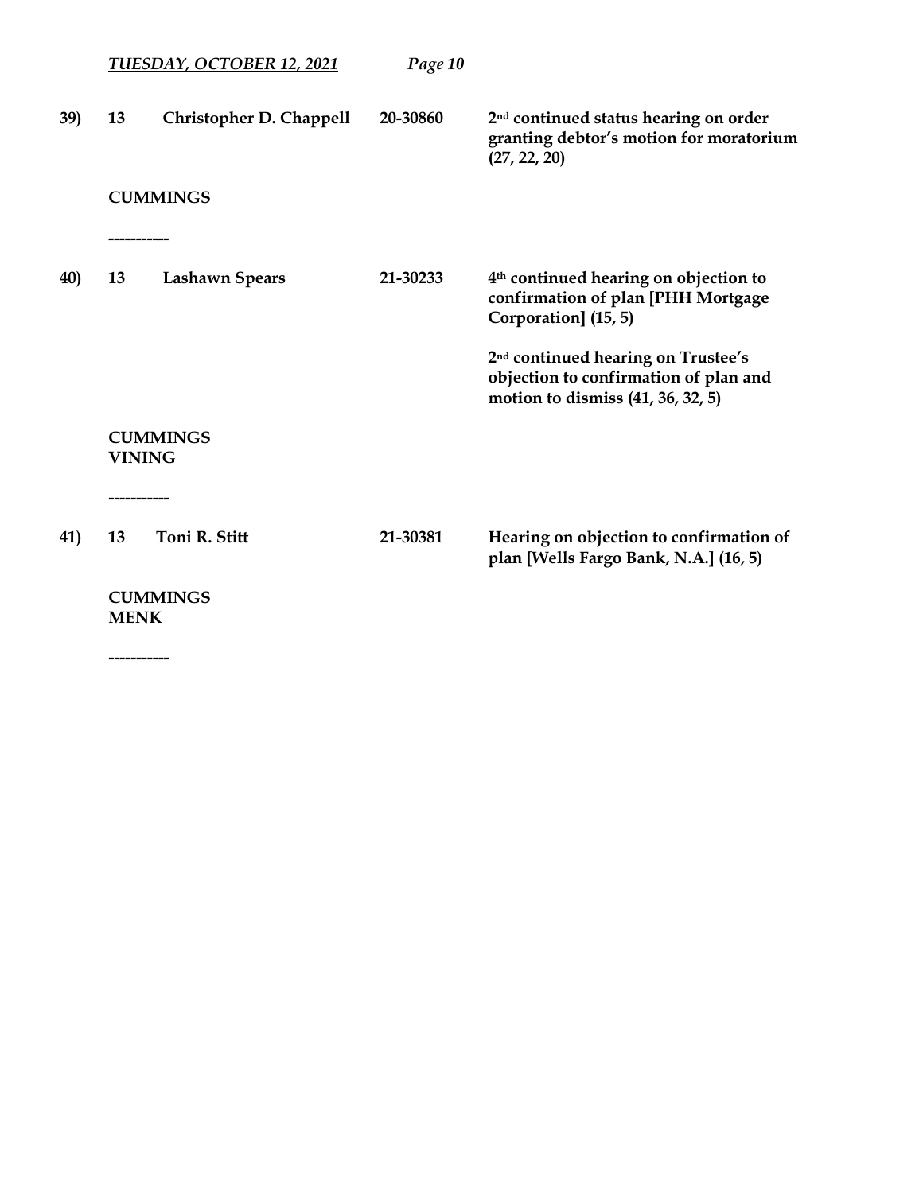**39) 13 Christopher D. Chappell 20-30860**

**2nd continued status hearing on order granting debtor's motion for moratorium (27, 22, 20)**

**CUMMINGS**

-----------

**40) 13 Lashawn Spears 21-30233**

**4th continued hearing on objection to confirmation of plan [PHH Mortgage Corporation] (15, 5)**

**2nd continued hearing on Trustee's objection to confirmation of plan and motion to dismiss (41, 36, 32, 5)**

**CUMMINGS**
**VINING**

-----------

**41) 13 Toni R. Stitt 21-30381**

**Hearing on objection to confirmation of plan [Wells Fargo Bank, N.A.] (16, 5)**

**CUMMINGS**
**MENK**

-----------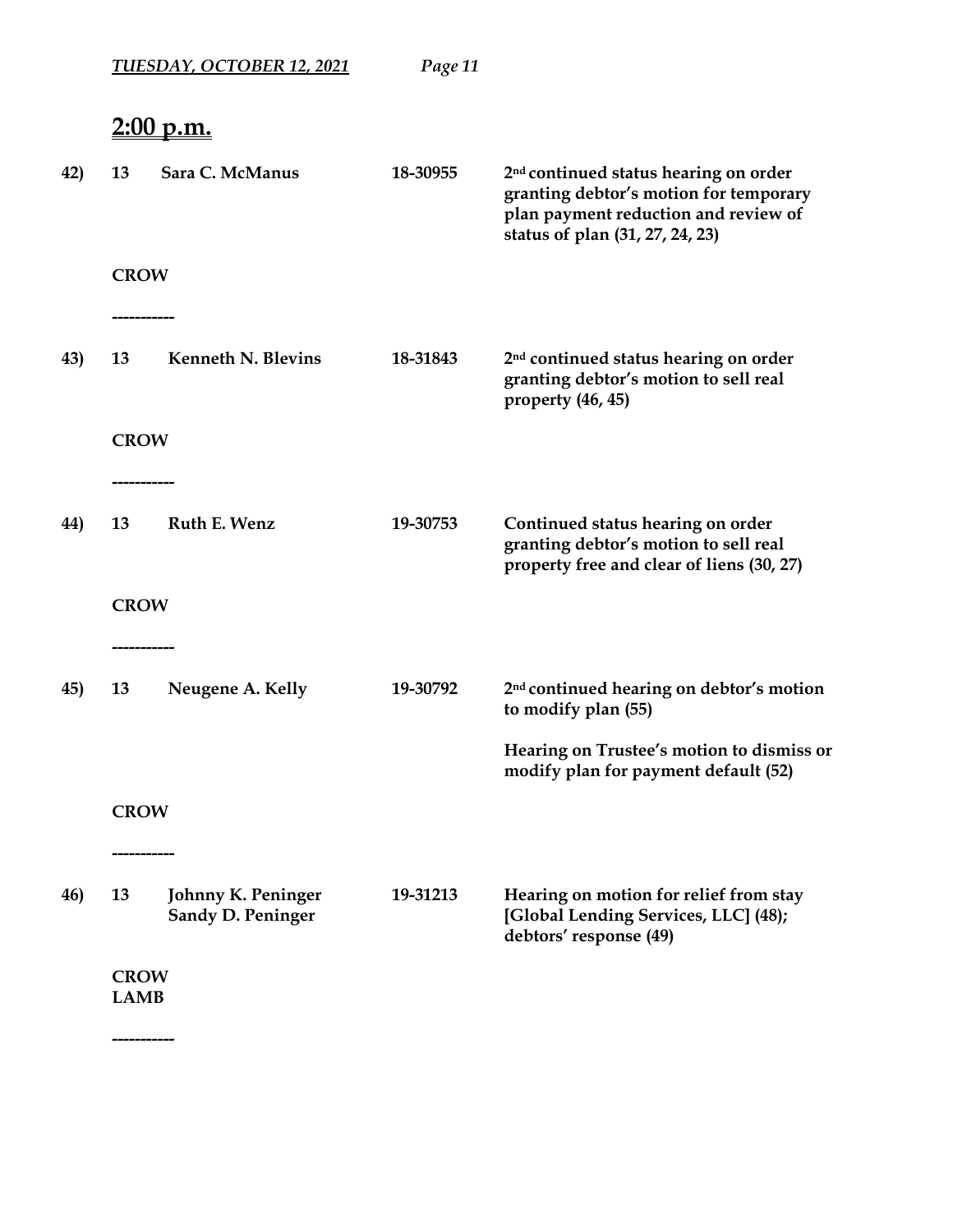## 2:00 p.m.

**42)** **13** **Sara C. McManus** **18-30955** **2nd continued status hearing on order granting debtor's motion for temporary plan payment reduction and review of status of plan (31, 27, 24, 23)**

**CROW**

-----------

**43)** **13** **Kenneth N. Blevins** **18-31843** **2nd continued status hearing on order granting debtor's motion to sell real property (46, 45)**

**CROW**

-----------

**44)** **13** **Ruth E. Wenz** **19-30753** **Continued status hearing on order granting debtor's motion to sell real property free and clear of liens (30, 27)**

**CROW**

-----------

**45)** **13** **Neugene A. Kelly** **19-30792** **2nd continued hearing on debtor's motion to modify plan (55)**

**Hearing on Trustee's motion to dismiss or modify plan for payment default (52)**

**CROW**

-----------

**46)** **13** **Johnny K. Peninger**
**Sandy D. Peninger** **19-31213** **Hearing on motion for relief from stay [Global Lending Services, LLC] (48); debtors' response (49)**

**CROW**
**LAMB**

-----------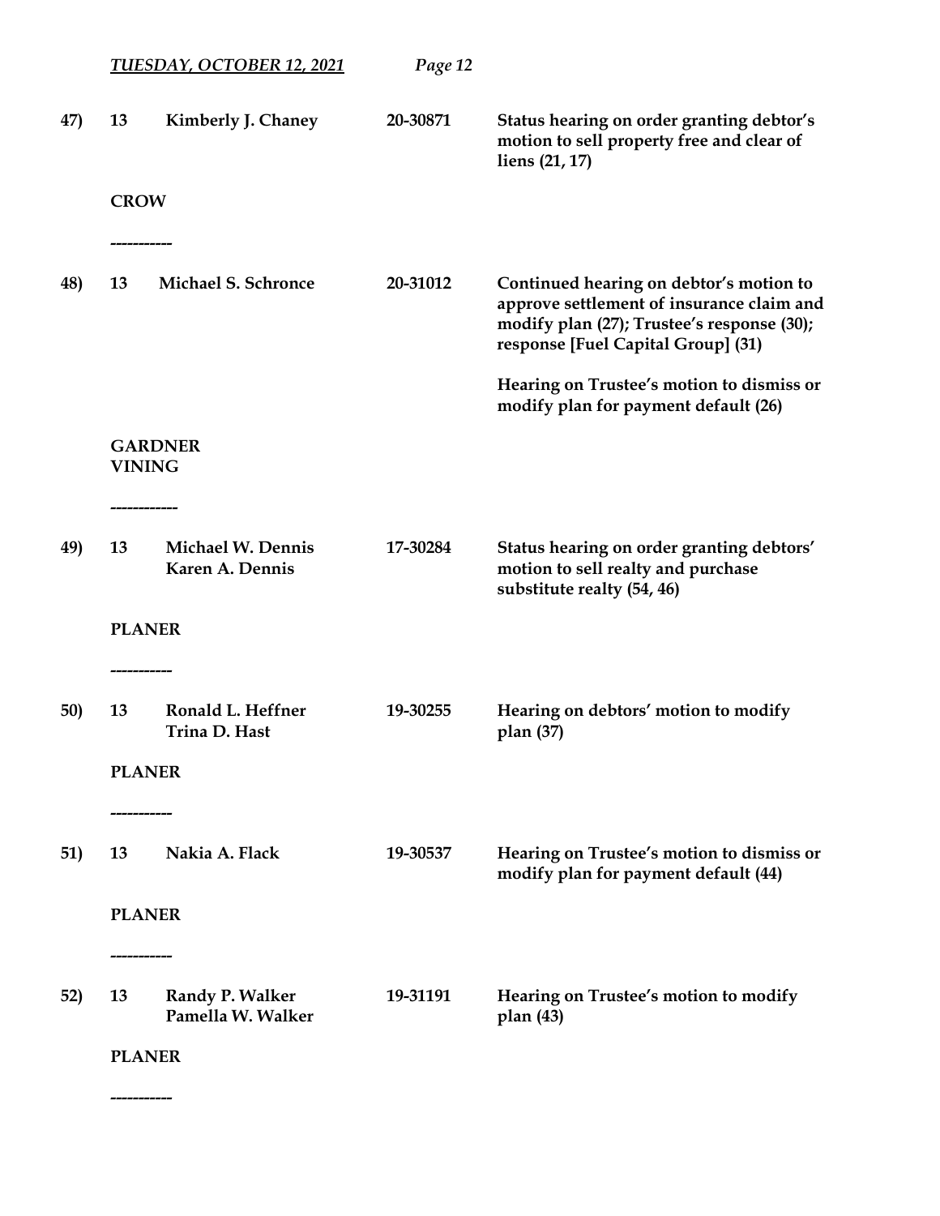47) **13** **Kimberly J. Chaney** **20-30871** **Status hearing on order granting debtor's motion to sell property free and clear of liens (21, 17)**

**CROW**

-----------

48) **13** **Michael S. Schronce** **20-31012** **Continued hearing on debtor's motion to approve settlement of insurance claim and modify plan (27); Trustee's response (30); response [Fuel Capital Group] (31)**

**Hearing on Trustee's motion to dismiss or modify plan for payment default (26)**

**GARDNER**
**VINING**

------------

49) **13** **Michael W. Dennis** **17-30284** **Status hearing on order granting debtors' motion to sell realty and purchase substitute realty (54, 46)**
**Karen A. Dennis**

**PLANER**

-----------

50) **13** **Ronald L. Heffner** **19-30255** **Hearing on debtors' motion to modify plan (37)**
**Trina D. Hast**

**PLANER**

-----------

51) **13** **Nakia A. Flack** **19-30537** **Hearing on Trustee's motion to dismiss or modify plan for payment default (44)**

**PLANER**

-----------

52) **13** **Randy P. Walker** **19-31191** **Hearing on Trustee's motion to modify plan (43)**
**Pamella W. Walker**

**PLANER**

-----------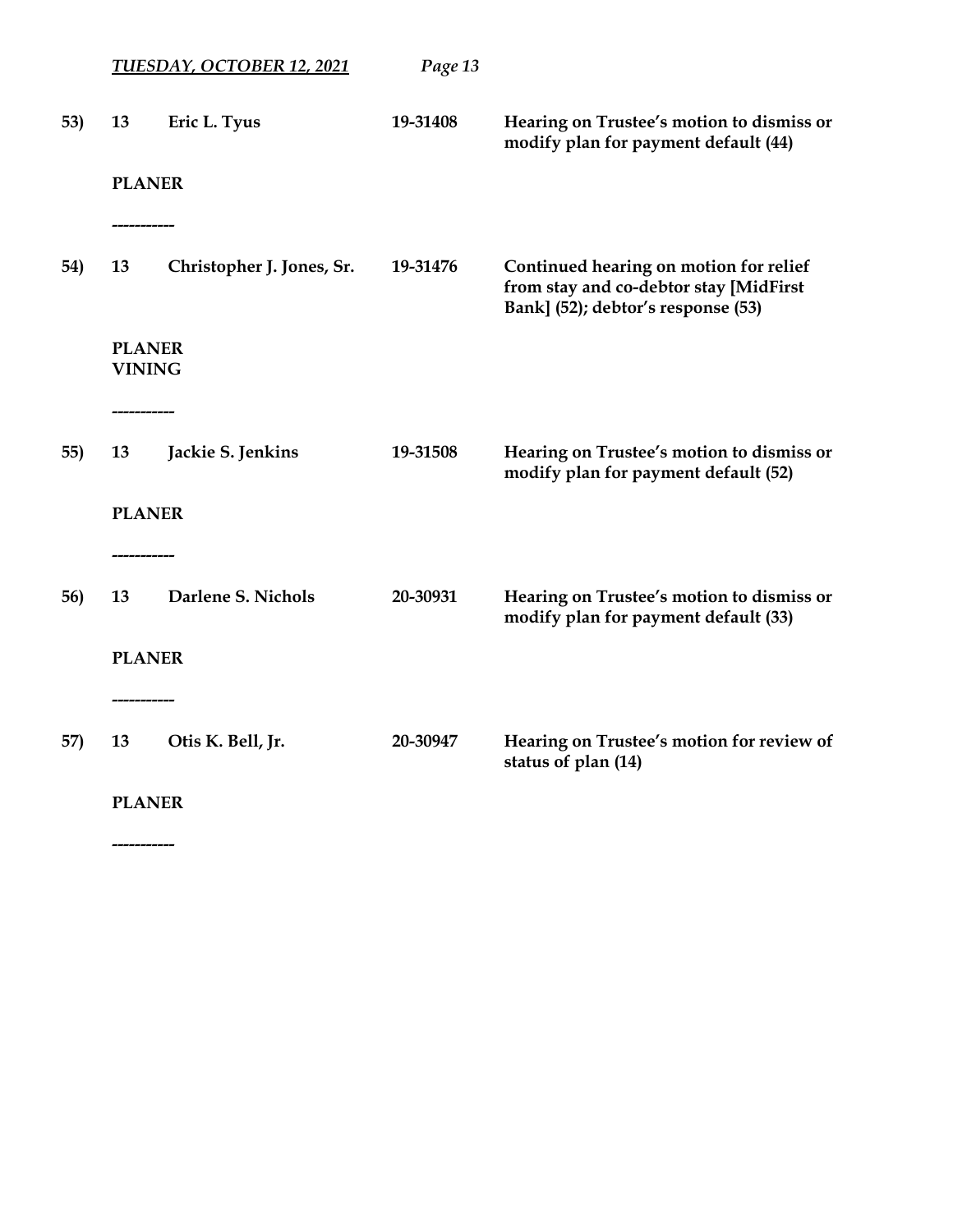**53) 13 Eric L. Tyus 19-31408 Hearing on Trustee's motion to dismiss or modify plan for payment default (44)**

**PLANER**

**-----------**

**54) 13 Christopher J. Jones, Sr. 19-31476 Continued hearing on motion for relief from stay and co-debtor stay [MidFirst Bank] (52); debtor's response (53)**

**PLANER**
**VINING**

**-----------**

**55) 13 Jackie S. Jenkins 19-31508 Hearing on Trustee's motion to dismiss or modify plan for payment default (52)**

**PLANER**

**-----------**

**56) 13 Darlene S. Nichols 20-30931 Hearing on Trustee's motion to dismiss or modify plan for payment default (33)**

**PLANER**

**-----------**

**57) 13 Otis K. Bell, Jr. 20-30947 Hearing on Trustee's motion for review of status of plan (14)**

**PLANER**

**-----------**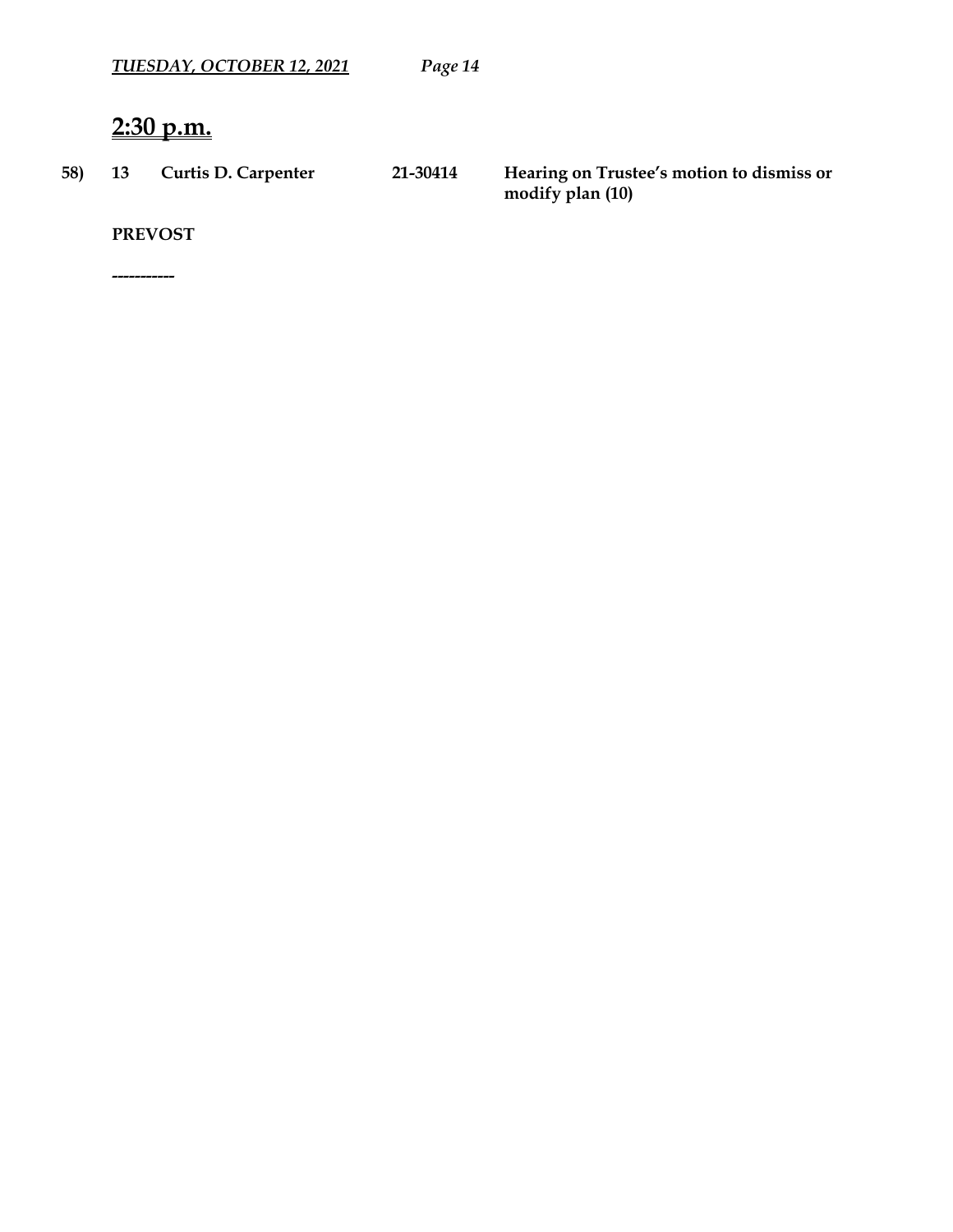## 2:30 p.m.

| | | | | |
|---|---|---|---|---|
| **58)** | **13** | **Curtis D. Carpenter** | **21-30414** | **Hearing on Trustee's motion to dismiss or modify plan (10)** |

**PREVOST**

-----------